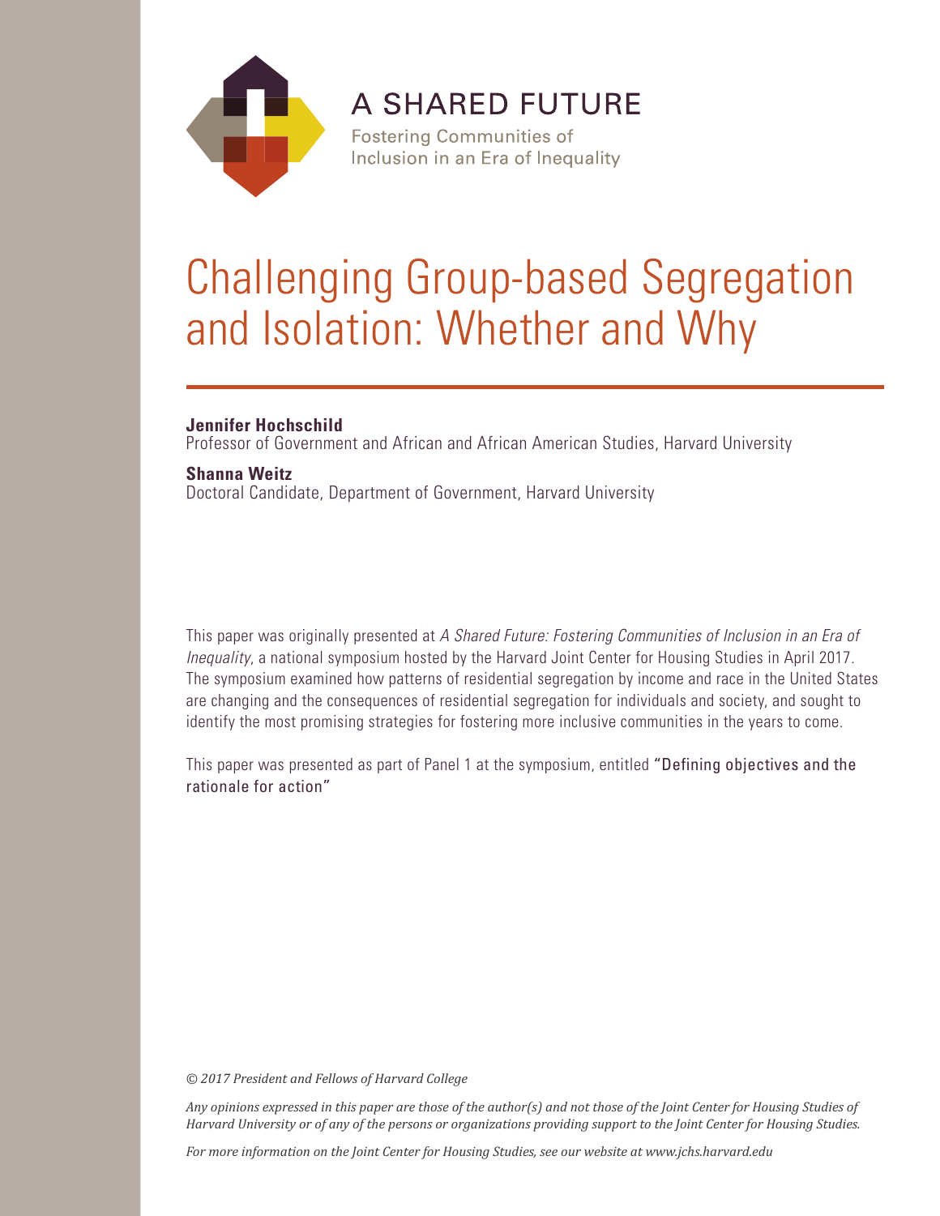A SHARED FUTURE

Fostering Communities of Inclusion in an Era of Inequality

# Challenging Group-based Segregation and Isolation: Whether and Why

**Jennifer Hochschild**
Professor of Government and African and African American Studies, Harvard University

**Shanna Weitz**
Doctoral Candidate, Department of Government, Harvard University

This paper was originally presented at *A Shared Future: Fostering Communities of Inclusion in an Era of Inequality*, a national symposium hosted by the Harvard Joint Center for Housing Studies in April 2017. The symposium examined how patterns of residential segregation by income and race in the United States are changing and the consequences of residential segregation for individuals and society, and sought to identify the most promising strategies for fostering more inclusive communities in the years to come.

This paper was presented as part of Panel 1 at the symposium, entitled "Defining objectives and the rationale for action"

*© 2017 President and Fellows of Harvard College*

*Any opinions expressed in this paper are those of the author(s) and not those of the Joint Center for Housing Studies of Harvard University or of any of the persons or organizations providing support to the Joint Center for Housing Studies.*

*For more information on the Joint Center for Housing Studies, see our website at www.jchs.harvard.edu*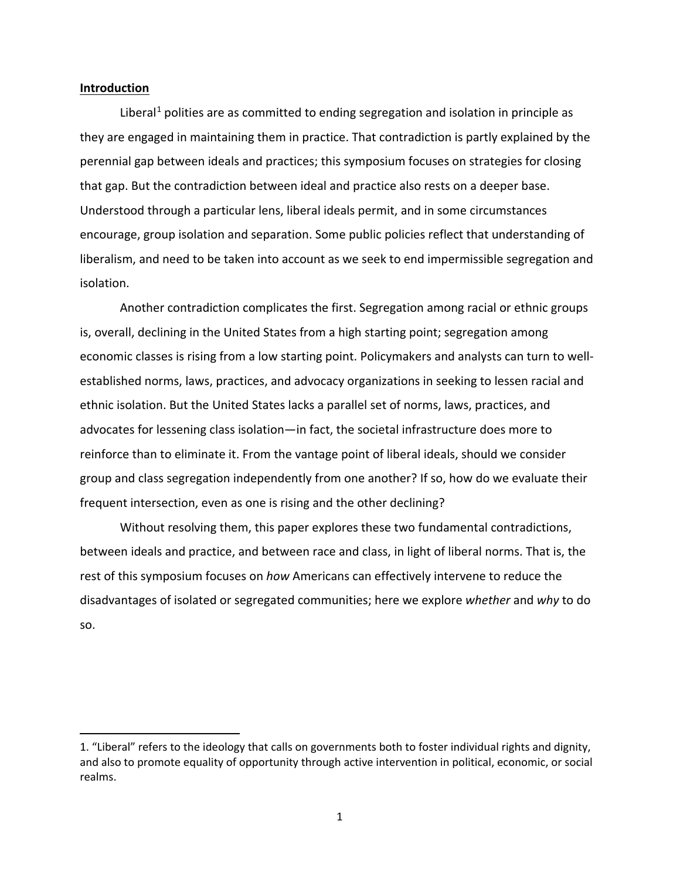## Introduction

Liberal[1] polities are as committed to ending segregation and isolation in principle as they are engaged in maintaining them in practice. That contradiction is partly explained by the perennial gap between ideals and practices; this symposium focuses on strategies for closing that gap. But the contradiction between ideal and practice also rests on a deeper base. Understood through a particular lens, liberal ideals permit, and in some circumstances encourage, group isolation and separation. Some public policies reflect that understanding of liberalism, and need to be taken into account as we seek to end impermissible segregation and isolation.

Another contradiction complicates the first. Segregation among racial or ethnic groups is, overall, declining in the United States from a high starting point; segregation among economic classes is rising from a low starting point. Policymakers and analysts can turn to well-established norms, laws, practices, and advocacy organizations in seeking to lessen racial and ethnic isolation. But the United States lacks a parallel set of norms, laws, practices, and advocates for lessening class isolation—in fact, the societal infrastructure does more to reinforce than to eliminate it. From the vantage point of liberal ideals, should we consider group and class segregation independently from one another? If so, how do we evaluate their frequent intersection, even as one is rising and the other declining?

Without resolving them, this paper explores these two fundamental contradictions, between ideals and practice, and between race and class, in light of liberal norms. That is, the rest of this symposium focuses on *how* Americans can effectively intervene to reduce the disadvantages of isolated or segregated communities; here we explore *whether* and *why* to do so.

---

1. "Liberal" refers to the ideology that calls on governments both to foster individual rights and dignity, and also to promote equality of opportunity through active intervention in political, economic, or social realms.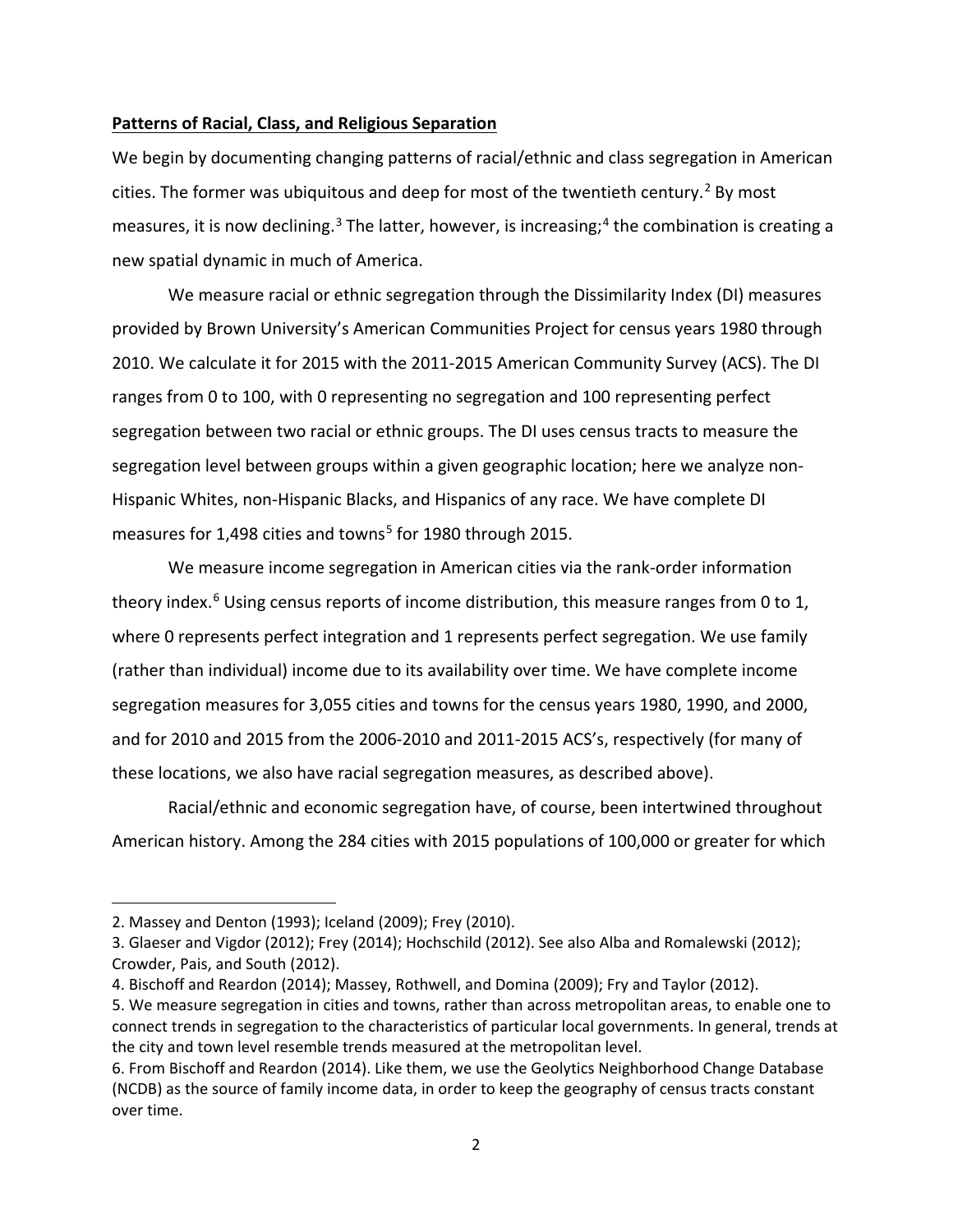**Patterns of Racial, Class, and Religious Separation**

We begin by documenting changing patterns of racial/ethnic and class segregation in American cities. The former was ubiquitous and deep for most of the twentieth century.[2] By most measures, it is now declining.[3] The latter, however, is increasing;[4] the combination is creating a new spatial dynamic in much of America.

We measure racial or ethnic segregation through the Dissimilarity Index (DI) measures provided by Brown University's American Communities Project for census years 1980 through 2010. We calculate it for 2015 with the 2011-2015 American Community Survey (ACS). The DI ranges from 0 to 100, with 0 representing no segregation and 100 representing perfect segregation between two racial or ethnic groups. The DI uses census tracts to measure the segregation level between groups within a given geographic location; here we analyze non-Hispanic Whites, non-Hispanic Blacks, and Hispanics of any race. We have complete DI measures for 1,498 cities and towns[5] for 1980 through 2015.

We measure income segregation in American cities via the rank-order information theory index.[6] Using census reports of income distribution, this measure ranges from 0 to 1, where 0 represents perfect integration and 1 represents perfect segregation. We use family (rather than individual) income due to its availability over time. We have complete income segregation measures for 3,055 cities and towns for the census years 1980, 1990, and 2000, and for 2010 and 2015 from the 2006-2010 and 2011-2015 ACS's, respectively (for many of these locations, we also have racial segregation measures, as described above).

Racial/ethnic and economic segregation have, of course, been intertwined throughout American history. Among the 284 cities with 2015 populations of 100,000 or greater for which

---

2. Massey and Denton (1993); Iceland (2009); Frey (2010).

3. Glaeser and Vigdor (2012); Frey (2014); Hochschild (2012). See also Alba and Romalewski (2012); Crowder, Pais, and South (2012).

4. Bischoff and Reardon (2014); Massey, Rothwell, and Domina (2009); Fry and Taylor (2012).

5. We measure segregation in cities and towns, rather than across metropolitan areas, to enable one to connect trends in segregation to the characteristics of particular local governments. In general, trends at the city and town level resemble trends measured at the metropolitan level.

6. From Bischoff and Reardon (2014). Like them, we use the Geolytics Neighborhood Change Database (NCDB) as the source of family income data, in order to keep the geography of census tracts constant over time.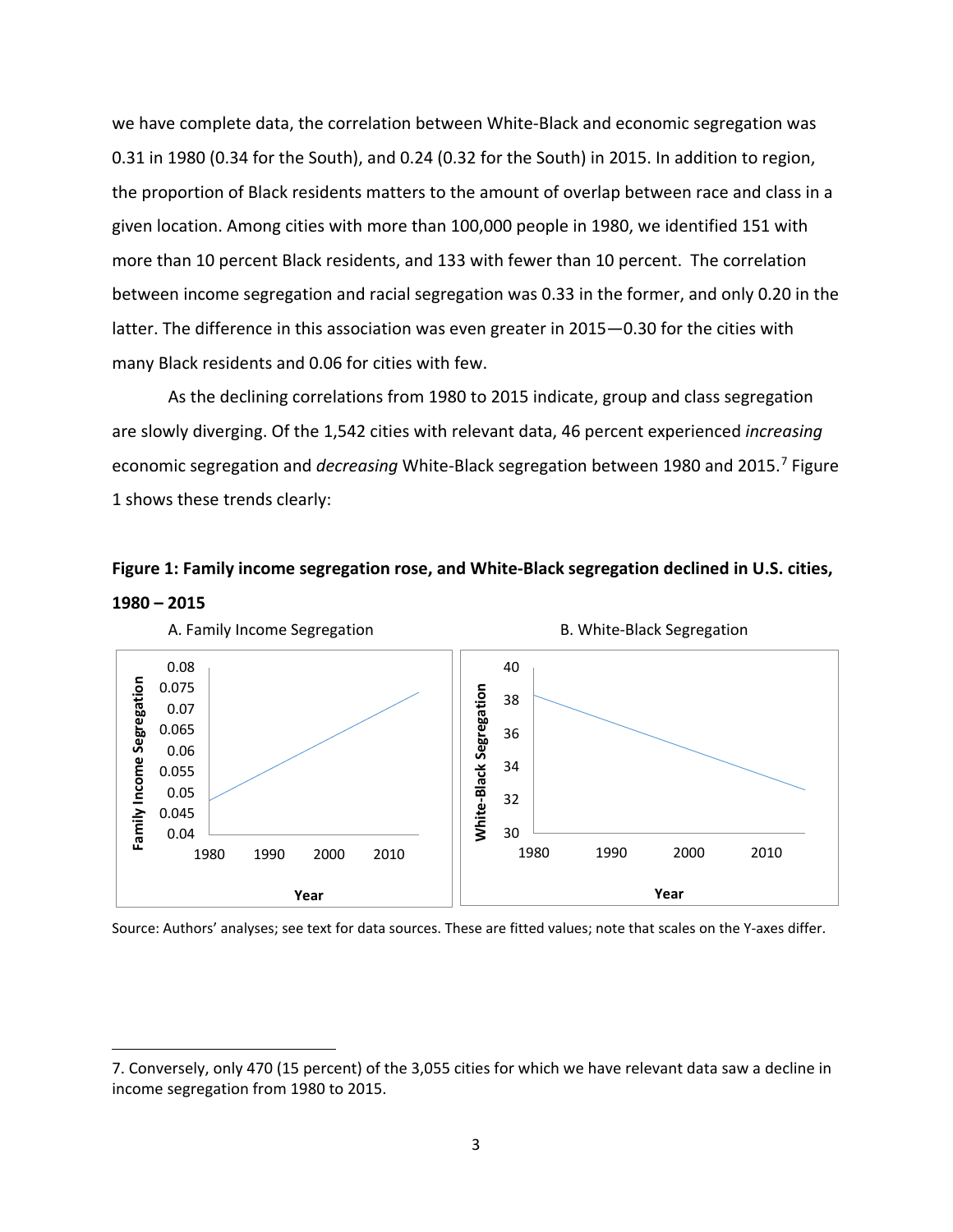we have complete data, the correlation between White-Black and economic segregation was 0.31 in 1980 (0.34 for the South), and 0.24 (0.32 for the South) in 2015. In addition to region, the proportion of Black residents matters to the amount of overlap between race and class in a given location. Among cities with more than 100,000 people in 1980, we identified 151 with more than 10 percent Black residents, and 133 with fewer than 10 percent. The correlation between income segregation and racial segregation was 0.33 in the former, and only 0.20 in the latter. The difference in this association was even greater in 2015—0.30 for the cities with many Black residents and 0.06 for cities with few.

As the declining correlations from 1980 to 2015 indicate, group and class segregation are slowly diverging. Of the 1,542 cities with relevant data, 46 percent experienced *increasing* economic segregation and *decreasing* White-Black segregation between 1980 and 2015.[7] Figure 1 shows these trends clearly:

**Figure 1: Family income segregation rose, and White-Black segregation declined in U.S. cities, 1980 – 2015**

Source: Authors' analyses; see text for data sources. These are fitted values; note that scales on the Y-axes differ.

7. Conversely, only 470 (15 percent) of the 3,055 cities for which we have relevant data saw a decline in income segregation from 1980 to 2015.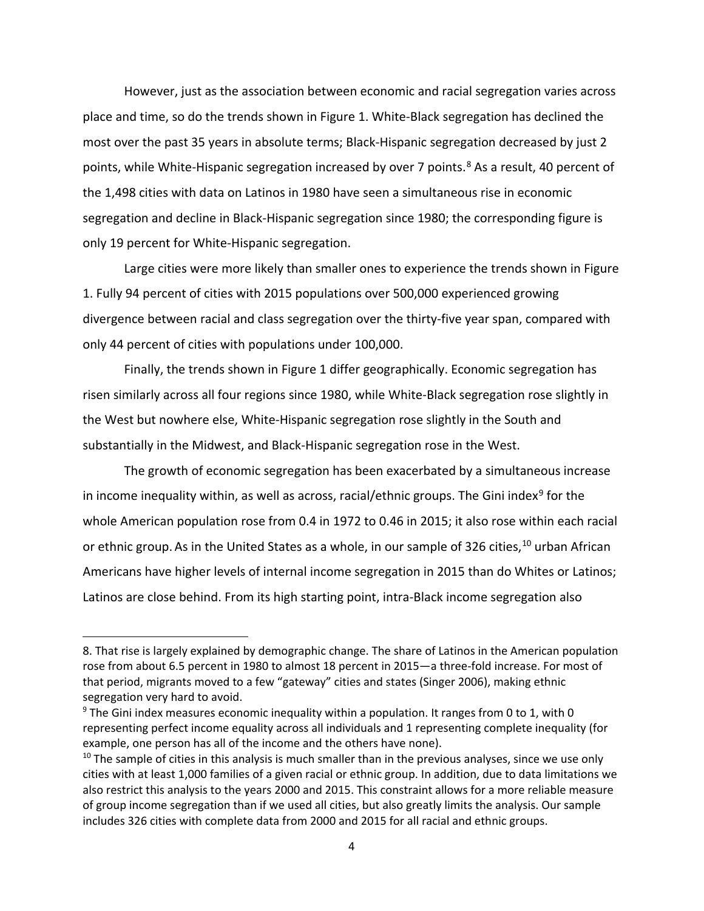However, just as the association between economic and racial segregation varies across place and time, so do the trends shown in Figure 1. White-Black segregation has declined the most over the past 35 years in absolute terms; Black-Hispanic segregation decreased by just 2 points, while White-Hispanic segregation increased by over 7 points.[8] As a result, 40 percent of the 1,498 cities with data on Latinos in 1980 have seen a simultaneous rise in economic segregation and decline in Black-Hispanic segregation since 1980; the corresponding figure is only 19 percent for White-Hispanic segregation.

Large cities were more likely than smaller ones to experience the trends shown in Figure 1. Fully 94 percent of cities with 2015 populations over 500,000 experienced growing divergence between racial and class segregation over the thirty-five year span, compared with only 44 percent of cities with populations under 100,000.

Finally, the trends shown in Figure 1 differ geographically. Economic segregation has risen similarly across all four regions since 1980, while White-Black segregation rose slightly in the West but nowhere else, White-Hispanic segregation rose slightly in the South and substantially in the Midwest, and Black-Hispanic segregation rose in the West.

The growth of economic segregation has been exacerbated by a simultaneous increase in income inequality within, as well as across, racial/ethnic groups. The Gini index[9] for the whole American population rose from 0.4 in 1972 to 0.46 in 2015; it also rose within each racial or ethnic group. As in the United States as a whole, in our sample of 326 cities,[10] urban African Americans have higher levels of internal income segregation in 2015 than do Whites or Latinos; Latinos are close behind. From its high starting point, intra-Black income segregation also

---

8. That rise is largely explained by demographic change. The share of Latinos in the American population rose from about 6.5 percent in 1980 to almost 18 percent in 2015—a three-fold increase. For most of that period, migrants moved to a few "gateway" cities and states (Singer 2006), making ethnic segregation very hard to avoid.

[9] The Gini index measures economic inequality within a population. It ranges from 0 to 1, with 0 representing perfect income equality across all individuals and 1 representing complete inequality (for example, one person has all of the income and the others have none).

[10] The sample of cities in this analysis is much smaller than in the previous analyses, since we use only cities with at least 1,000 families of a given racial or ethnic group. In addition, due to data limitations we also restrict this analysis to the years 2000 and 2015. This constraint allows for a more reliable measure of group income segregation than if we used all cities, but also greatly limits the analysis. Our sample includes 326 cities with complete data from 2000 and 2015 for all racial and ethnic groups.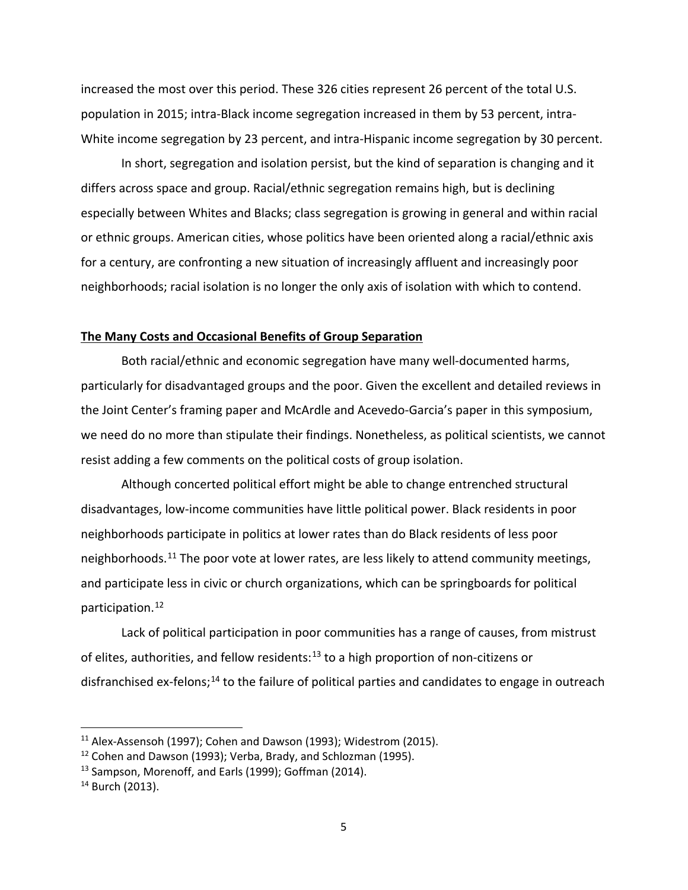increased the most over this period. These 326 cities represent 26 percent of the total U.S. population in 2015; intra-Black income segregation increased in them by 53 percent, intra-White income segregation by 23 percent, and intra-Hispanic income segregation by 30 percent.

In short, segregation and isolation persist, but the kind of separation is changing and it differs across space and group. Racial/ethnic segregation remains high, but is declining especially between Whites and Blacks; class segregation is growing in general and within racial or ethnic groups. American cities, whose politics have been oriented along a racial/ethnic axis for a century, are confronting a new situation of increasingly affluent and increasingly poor neighborhoods; racial isolation is no longer the only axis of isolation with which to contend.

## The Many Costs and Occasional Benefits of Group Separation

Both racial/ethnic and economic segregation have many well-documented harms, particularly for disadvantaged groups and the poor. Given the excellent and detailed reviews in the Joint Center's framing paper and McArdle and Acevedo-Garcia's paper in this symposium, we need do no more than stipulate their findings. Nonetheless, as political scientists, we cannot resist adding a few comments on the political costs of group isolation.

Although concerted political effort might be able to change entrenched structural disadvantages, low-income communities have little political power. Black residents in poor neighborhoods participate in politics at lower rates than do Black residents of less poor neighborhoods.[11] The poor vote at lower rates, are less likely to attend community meetings, and participate less in civic or church organizations, which can be springboards for political participation.[12]

Lack of political participation in poor communities has a range of causes, from mistrust of elites, authorities, and fellow residents:[13] to a high proportion of non-citizens or disfranchised ex-felons;[14] to the failure of political parties and candidates to engage in outreach

---

[11] Alex-Assensoh (1997); Cohen and Dawson (1993); Widestrom (2015).

[12] Cohen and Dawson (1993); Verba, Brady, and Schlozman (1995).

[13] Sampson, Morenoff, and Earls (1999); Goffman (2014).

[14] Burch (2013).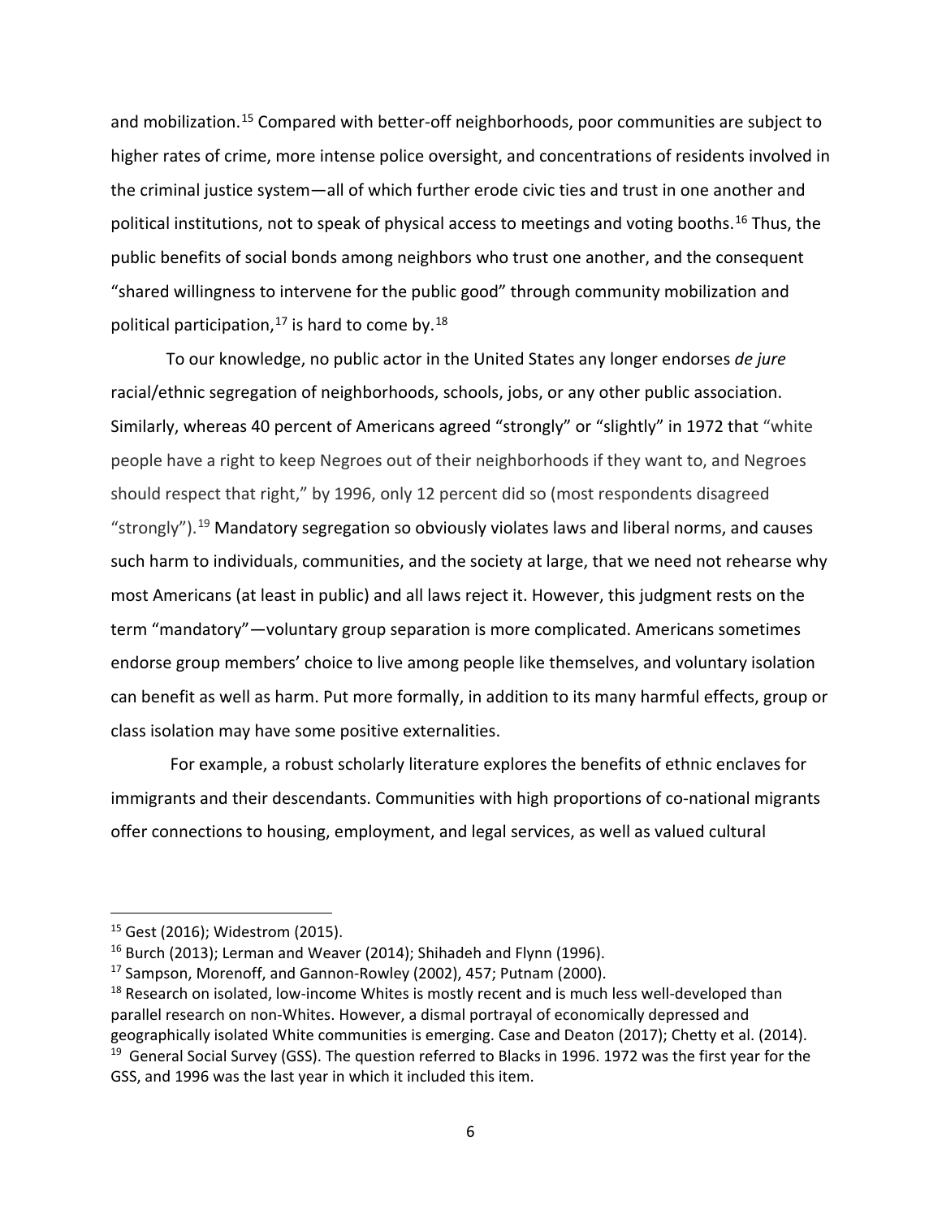and mobilization.[15] Compared with better-off neighborhoods, poor communities are subject to higher rates of crime, more intense police oversight, and concentrations of residents involved in the criminal justice system—all of which further erode civic ties and trust in one another and political institutions, not to speak of physical access to meetings and voting booths.[16] Thus, the public benefits of social bonds among neighbors who trust one another, and the consequent "shared willingness to intervene for the public good" through community mobilization and political participation,[17] is hard to come by.[18]

To our knowledge, no public actor in the United States any longer endorses *de jure* racial/ethnic segregation of neighborhoods, schools, jobs, or any other public association. Similarly, whereas 40 percent of Americans agreed "strongly" or "slightly" in 1972 that "white people have a right to keep Negroes out of their neighborhoods if they want to, and Negroes should respect that right," by 1996, only 12 percent did so (most respondents disagreed "strongly").[19] Mandatory segregation so obviously violates laws and liberal norms, and causes such harm to individuals, communities, and the society at large, that we need not rehearse why most Americans (at least in public) and all laws reject it. However, this judgment rests on the term "mandatory"—voluntary group separation is more complicated. Americans sometimes endorse group members' choice to live among people like themselves, and voluntary isolation can benefit as well as harm. Put more formally, in addition to its many harmful effects, group or class isolation may have some positive externalities.

For example, a robust scholarly literature explores the benefits of ethnic enclaves for immigrants and their descendants. Communities with high proportions of co-national migrants offer connections to housing, employment, and legal services, as well as valued cultural

---

[15] Gest (2016); Widestrom (2015).

[16] Burch (2013); Lerman and Weaver (2014); Shihadeh and Flynn (1996).

[17] Sampson, Morenoff, and Gannon-Rowley (2002), 457; Putnam (2000).

[18] Research on isolated, low-income Whites is mostly recent and is much less well-developed than parallel research on non-Whites. However, a dismal portrayal of economically depressed and geographically isolated White communities is emerging. Case and Deaton (2017); Chetty et al. (2014).

[19] General Social Survey (GSS). The question referred to Blacks in 1996. 1972 was the first year for the GSS, and 1996 was the last year in which it included this item.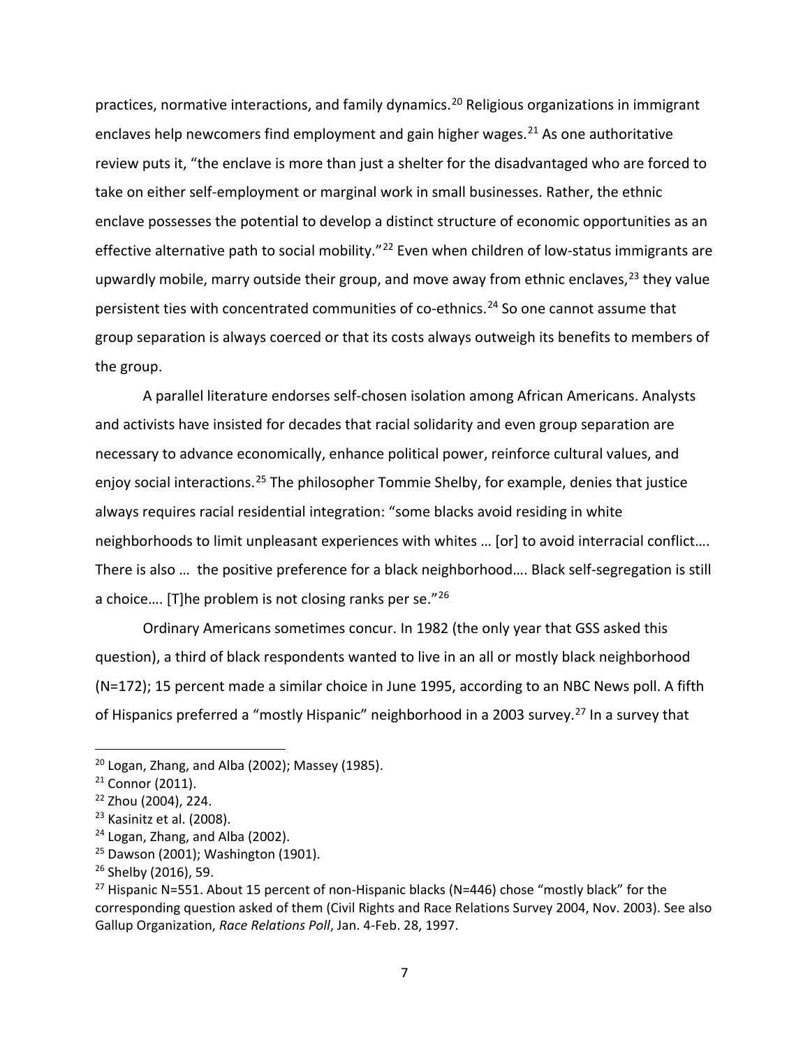practices, normative interactions, and family dynamics.[20] Religious organizations in immigrant enclaves help newcomers find employment and gain higher wages.[21] As one authoritative review puts it, "the enclave is more than just a shelter for the disadvantaged who are forced to take on either self-employment or marginal work in small businesses. Rather, the ethnic enclave possesses the potential to develop a distinct structure of economic opportunities as an effective alternative path to social mobility."[22] Even when children of low-status immigrants are upwardly mobile, marry outside their group, and move away from ethnic enclaves,[23] they value persistent ties with concentrated communities of co-ethnics.[24] So one cannot assume that group separation is always coerced or that its costs always outweigh its benefits to members of the group.

A parallel literature endorses self-chosen isolation among African Americans. Analysts and activists have insisted for decades that racial solidarity and even group separation are necessary to advance economically, enhance political power, reinforce cultural values, and enjoy social interactions.[25] The philosopher Tommie Shelby, for example, denies that justice always requires racial residential integration: "some blacks avoid residing in white neighborhoods to limit unpleasant experiences with whites … [or] to avoid interracial conflict…. There is also … the positive preference for a black neighborhood…. Black self-segregation is still a choice…. [T]he problem is not closing ranks per se."[26]

Ordinary Americans sometimes concur. In 1982 (the only year that GSS asked this question), a third of black respondents wanted to live in an all or mostly black neighborhood (N=172); 15 percent made a similar choice in June 1995, according to an NBC News poll. A fifth of Hispanics preferred a "mostly Hispanic" neighborhood in a 2003 survey.[27] In a survey that

---

[20] Logan, Zhang, and Alba (2002); Massey (1985).

[21] Connor (2011).

[22] Zhou (2004), 224.

[23] Kasinitz et al. (2008).

[24] Logan, Zhang, and Alba (2002).

[25] Dawson (2001); Washington (1901).

[26] Shelby (2016), 59.

[27] Hispanic N=551. About 15 percent of non-Hispanic blacks (N=446) chose "mostly black" for the corresponding question asked of them (Civil Rights and Race Relations Survey 2004, Nov. 2003). See also Gallup Organization, *Race Relations Poll*, Jan. 4-Feb. 28, 1997.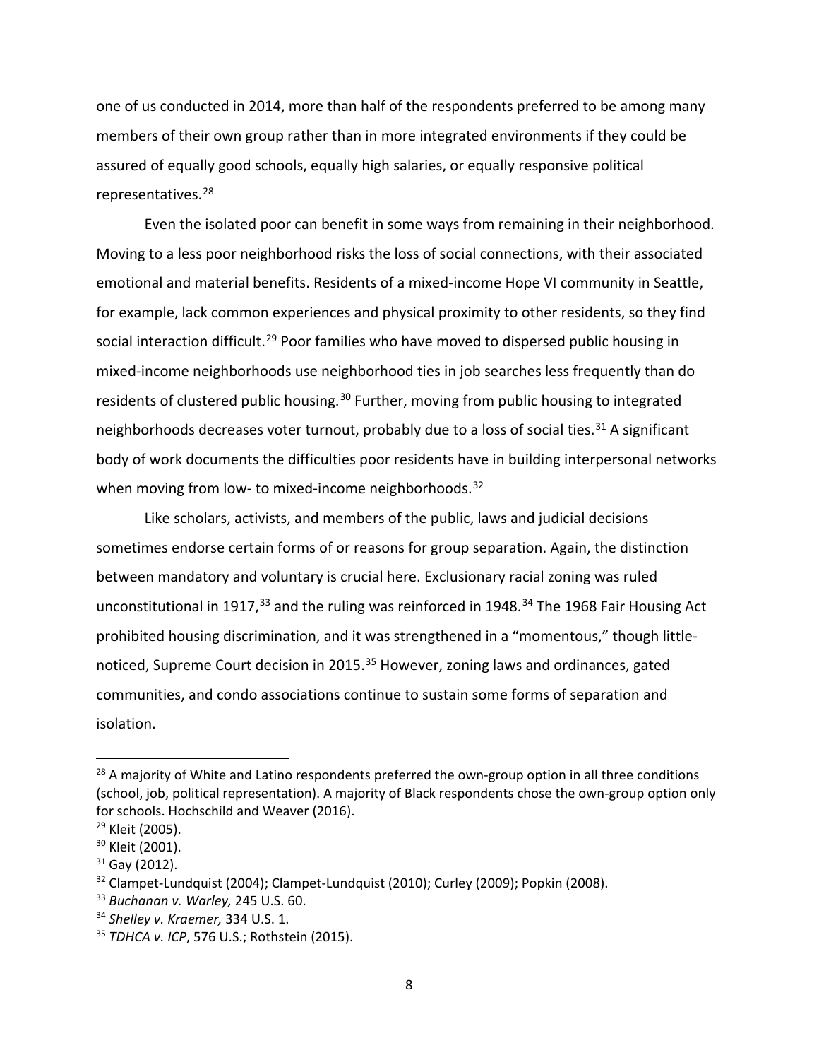one of us conducted in 2014, more than half of the respondents preferred to be among many members of their own group rather than in more integrated environments if they could be assured of equally good schools, equally high salaries, or equally responsive political representatives.[28]

Even the isolated poor can benefit in some ways from remaining in their neighborhood. Moving to a less poor neighborhood risks the loss of social connections, with their associated emotional and material benefits. Residents of a mixed-income Hope VI community in Seattle, for example, lack common experiences and physical proximity to other residents, so they find social interaction difficult.[29] Poor families who have moved to dispersed public housing in mixed-income neighborhoods use neighborhood ties in job searches less frequently than do residents of clustered public housing.[30] Further, moving from public housing to integrated neighborhoods decreases voter turnout, probably due to a loss of social ties.[31] A significant body of work documents the difficulties poor residents have in building interpersonal networks when moving from low- to mixed-income neighborhoods.[32]

Like scholars, activists, and members of the public, laws and judicial decisions sometimes endorse certain forms of or reasons for group separation. Again, the distinction between mandatory and voluntary is crucial here. Exclusionary racial zoning was ruled unconstitutional in 1917,[33] and the ruling was reinforced in 1948.[34] The 1968 Fair Housing Act prohibited housing discrimination, and it was strengthened in a "momentous," though little-noticed, Supreme Court decision in 2015.[35] However, zoning laws and ordinances, gated communities, and condo associations continue to sustain some forms of separation and isolation.

---

[28] A majority of White and Latino respondents preferred the own-group option in all three conditions (school, job, political representation). A majority of Black respondents chose the own-group option only for schools. Hochschild and Weaver (2016).

[29] Kleit (2005).

[30] Kleit (2001).

[31] Gay (2012).

[32] Clampet-Lundquist (2004); Clampet-Lundquist (2010); Curley (2009); Popkin (2008).

[33] *Buchanan v. Warley,* 245 U.S. 60.

[34] *Shelley v. Kraemer,* 334 U.S. 1.

[35] *TDHCA v. ICP*, 576 U.S.; Rothstein (2015).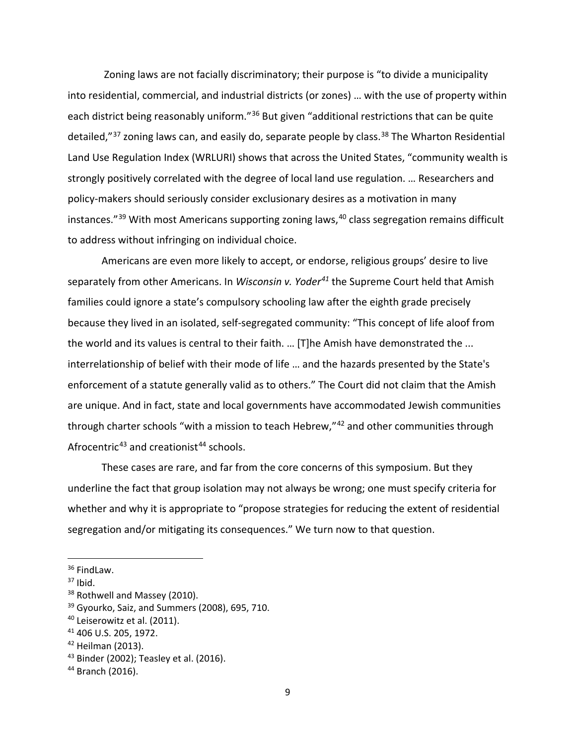Zoning laws are not facially discriminatory; their purpose is "to divide a municipality into residential, commercial, and industrial districts (or zones) … with the use of property within each district being reasonably uniform."[36] But given "additional restrictions that can be quite detailed,"[37] zoning laws can, and easily do, separate people by class.[38] The Wharton Residential Land Use Regulation Index (WRLURI) shows that across the United States, "community wealth is strongly positively correlated with the degree of local land use regulation. … Researchers and policy-makers should seriously consider exclusionary desires as a motivation in many instances."[39] With most Americans supporting zoning laws,[40] class segregation remains difficult to address without infringing on individual choice.

Americans are even more likely to accept, or endorse, religious groups' desire to live separately from other Americans. In *Wisconsin v. Yoder*[41] the Supreme Court held that Amish families could ignore a state's compulsory schooling law after the eighth grade precisely because they lived in an isolated, self-segregated community: "This concept of life aloof from the world and its values is central to their faith. … [T]he Amish have demonstrated the ... interrelationship of belief with their mode of life … and the hazards presented by the State's enforcement of a statute generally valid as to others." The Court did not claim that the Amish are unique. And in fact, state and local governments have accommodated Jewish communities through charter schools "with a mission to teach Hebrew,"[42] and other communities through Afrocentric[43] and creationist[44] schools.

These cases are rare, and far from the core concerns of this symposium. But they underline the fact that group isolation may not always be wrong; one must specify criteria for whether and why it is appropriate to "propose strategies for reducing the extent of residential segregation and/or mitigating its consequences." We turn now to that question.

---

[36] FindLaw.

[37] Ibid.

[38] Rothwell and Massey (2010).

[39] Gyourko, Saiz, and Summers (2008), 695, 710.

[40] Leiserowitz et al. (2011).

[41] 406 U.S. 205, 1972.

[42] Heilman (2013).

[43] Binder (2002); Teasley et al. (2016).

[44] Branch (2016).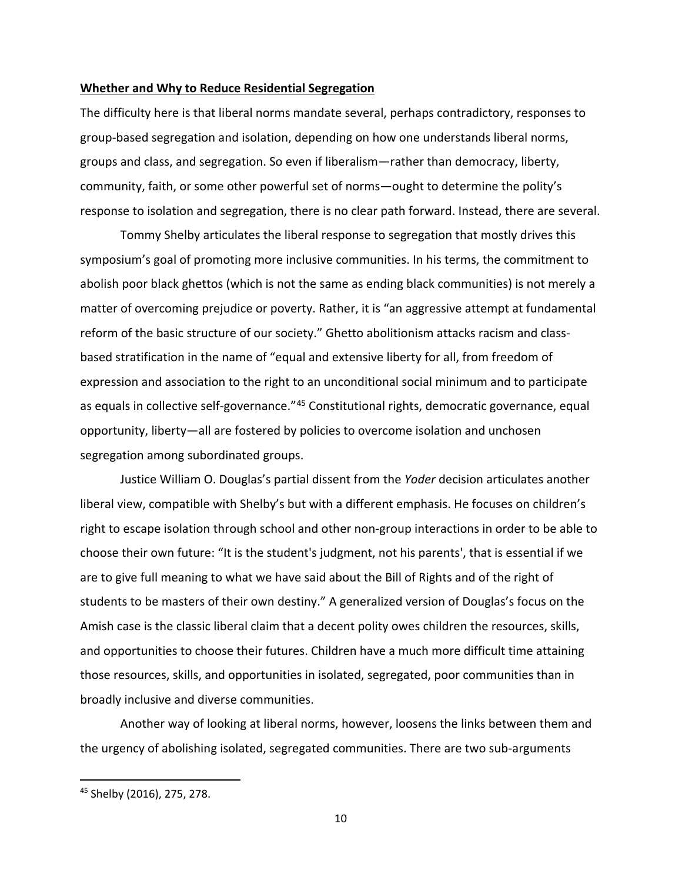## **Whether and Why to Reduce Residential Segregation**

The difficulty here is that liberal norms mandate several, perhaps contradictory, responses to group-based segregation and isolation, depending on how one understands liberal norms, groups and class, and segregation. So even if liberalism—rather than democracy, liberty, community, faith, or some other powerful set of norms—ought to determine the polity's response to isolation and segregation, there is no clear path forward. Instead, there are several.

Tommy Shelby articulates the liberal response to segregation that mostly drives this symposium's goal of promoting more inclusive communities. In his terms, the commitment to abolish poor black ghettos (which is not the same as ending black communities) is not merely a matter of overcoming prejudice or poverty. Rather, it is "an aggressive attempt at fundamental reform of the basic structure of our society." Ghetto abolitionism attacks racism and class-based stratification in the name of "equal and extensive liberty for all, from freedom of expression and association to the right to an unconditional social minimum and to participate as equals in collective self-governance."[45] Constitutional rights, democratic governance, equal opportunity, liberty—all are fostered by policies to overcome isolation and unchosen segregation among subordinated groups.

Justice William O. Douglas's partial dissent from the *Yoder* decision articulates another liberal view, compatible with Shelby's but with a different emphasis. He focuses on children's right to escape isolation through school and other non-group interactions in order to be able to choose their own future: "It is the student's judgment, not his parents', that is essential if we are to give full meaning to what we have said about the Bill of Rights and of the right of students to be masters of their own destiny." A generalized version of Douglas's focus on the Amish case is the classic liberal claim that a decent polity owes children the resources, skills, and opportunities to choose their futures. Children have a much more difficult time attaining those resources, skills, and opportunities in isolated, segregated, poor communities than in broadly inclusive and diverse communities.

Another way of looking at liberal norms, however, loosens the links between them and the urgency of abolishing isolated, segregated communities. There are two sub-arguments

---

[45] Shelby (2016), 275, 278.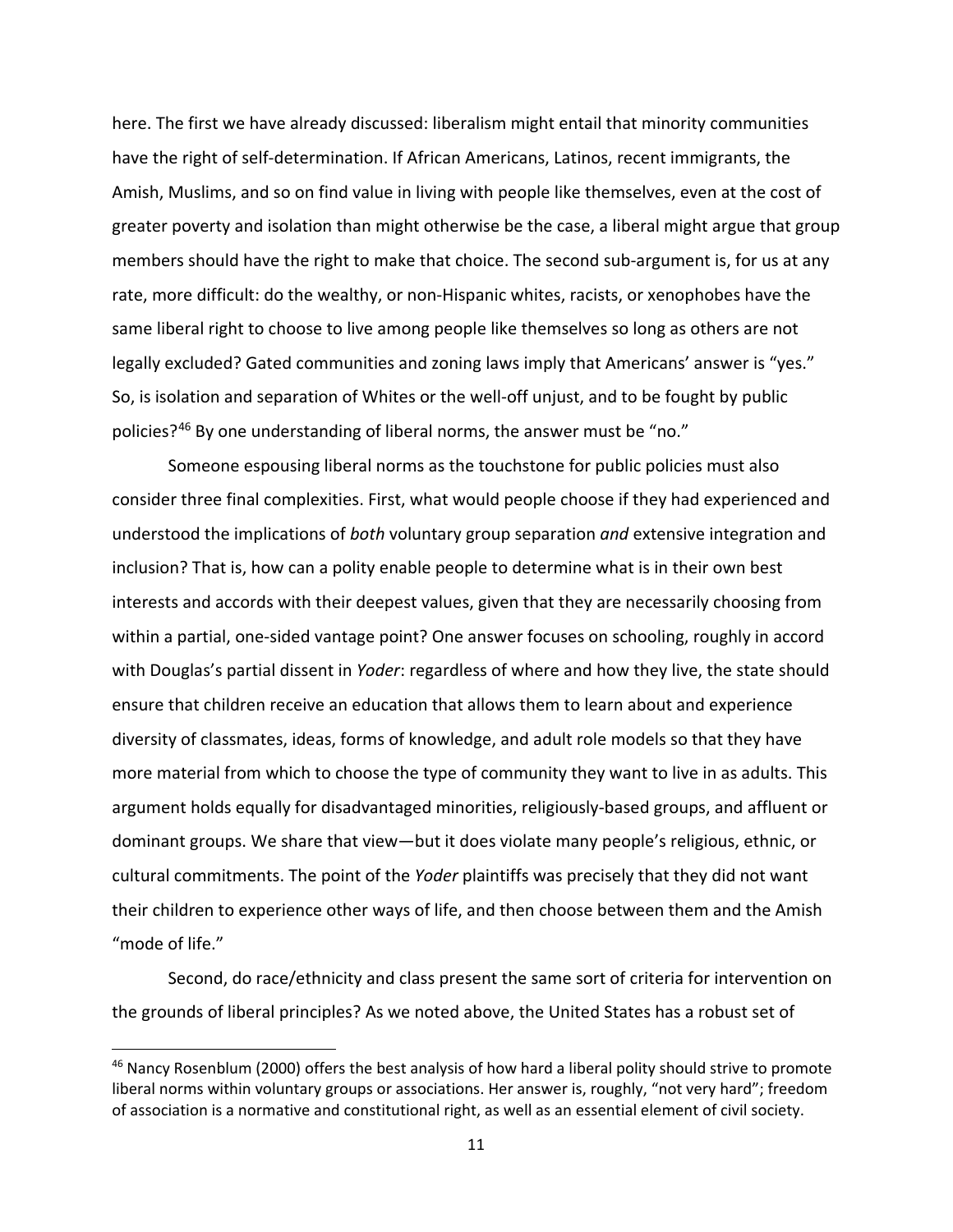here. The first we have already discussed: liberalism might entail that minority communities have the right of self-determination. If African Americans, Latinos, recent immigrants, the Amish, Muslims, and so on find value in living with people like themselves, even at the cost of greater poverty and isolation than might otherwise be the case, a liberal might argue that group members should have the right to make that choice. The second sub-argument is, for us at any rate, more difficult: do the wealthy, or non-Hispanic whites, racists, or xenophobes have the same liberal right to choose to live among people like themselves so long as others are not legally excluded? Gated communities and zoning laws imply that Americans' answer is "yes." So, is isolation and separation of Whites or the well-off unjust, and to be fought by public policies?[46] By one understanding of liberal norms, the answer must be "no."

Someone espousing liberal norms as the touchstone for public policies must also consider three final complexities. First, what would people choose if they had experienced and understood the implications of *both* voluntary group separation *and* extensive integration and inclusion? That is, how can a polity enable people to determine what is in their own best interests and accords with their deepest values, given that they are necessarily choosing from within a partial, one-sided vantage point? One answer focuses on schooling, roughly in accord with Douglas's partial dissent in *Yoder*: regardless of where and how they live, the state should ensure that children receive an education that allows them to learn about and experience diversity of classmates, ideas, forms of knowledge, and adult role models so that they have more material from which to choose the type of community they want to live in as adults. This argument holds equally for disadvantaged minorities, religiously-based groups, and affluent or dominant groups. We share that view—but it does violate many people's religious, ethnic, or cultural commitments. The point of the *Yoder* plaintiffs was precisely that they did not want their children to experience other ways of life, and then choose between them and the Amish "mode of life."

Second, do race/ethnicity and class present the same sort of criteria for intervention on the grounds of liberal principles? As we noted above, the United States has a robust set of

---

[46] Nancy Rosenblum (2000) offers the best analysis of how hard a liberal polity should strive to promote liberal norms within voluntary groups or associations. Her answer is, roughly, "not very hard"; freedom of association is a normative and constitutional right, as well as an essential element of civil society.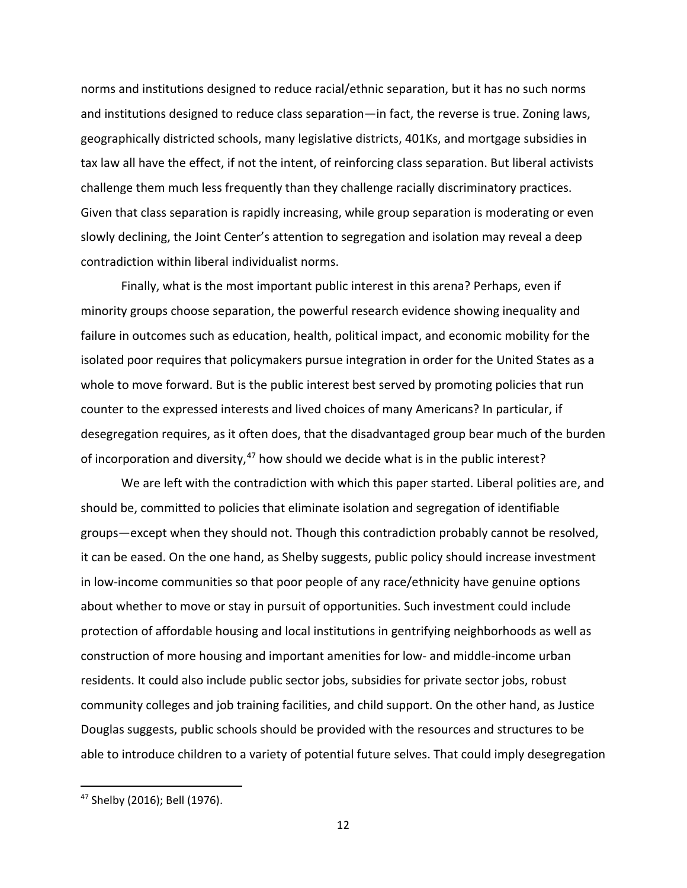norms and institutions designed to reduce racial/ethnic separation, but it has no such norms and institutions designed to reduce class separation—in fact, the reverse is true. Zoning laws, geographically districted schools, many legislative districts, 401Ks, and mortgage subsidies in tax law all have the effect, if not the intent, of reinforcing class separation. But liberal activists challenge them much less frequently than they challenge racially discriminatory practices. Given that class separation is rapidly increasing, while group separation is moderating or even slowly declining, the Joint Center's attention to segregation and isolation may reveal a deep contradiction within liberal individualist norms.

Finally, what is the most important public interest in this arena? Perhaps, even if minority groups choose separation, the powerful research evidence showing inequality and failure in outcomes such as education, health, political impact, and economic mobility for the isolated poor requires that policymakers pursue integration in order for the United States as a whole to move forward. But is the public interest best served by promoting policies that run counter to the expressed interests and lived choices of many Americans? In particular, if desegregation requires, as it often does, that the disadvantaged group bear much of the burden of incorporation and diversity,[47] how should we decide what is in the public interest?

We are left with the contradiction with which this paper started. Liberal polities are, and should be, committed to policies that eliminate isolation and segregation of identifiable groups—except when they should not. Though this contradiction probably cannot be resolved, it can be eased. On the one hand, as Shelby suggests, public policy should increase investment in low-income communities so that poor people of any race/ethnicity have genuine options about whether to move or stay in pursuit of opportunities. Such investment could include protection of affordable housing and local institutions in gentrifying neighborhoods as well as construction of more housing and important amenities for low- and middle-income urban residents. It could also include public sector jobs, subsidies for private sector jobs, robust community colleges and job training facilities, and child support. On the other hand, as Justice Douglas suggests, public schools should be provided with the resources and structures to be able to introduce children to a variety of potential future selves. That could imply desegregation

[47] Shelby (2016); Bell (1976).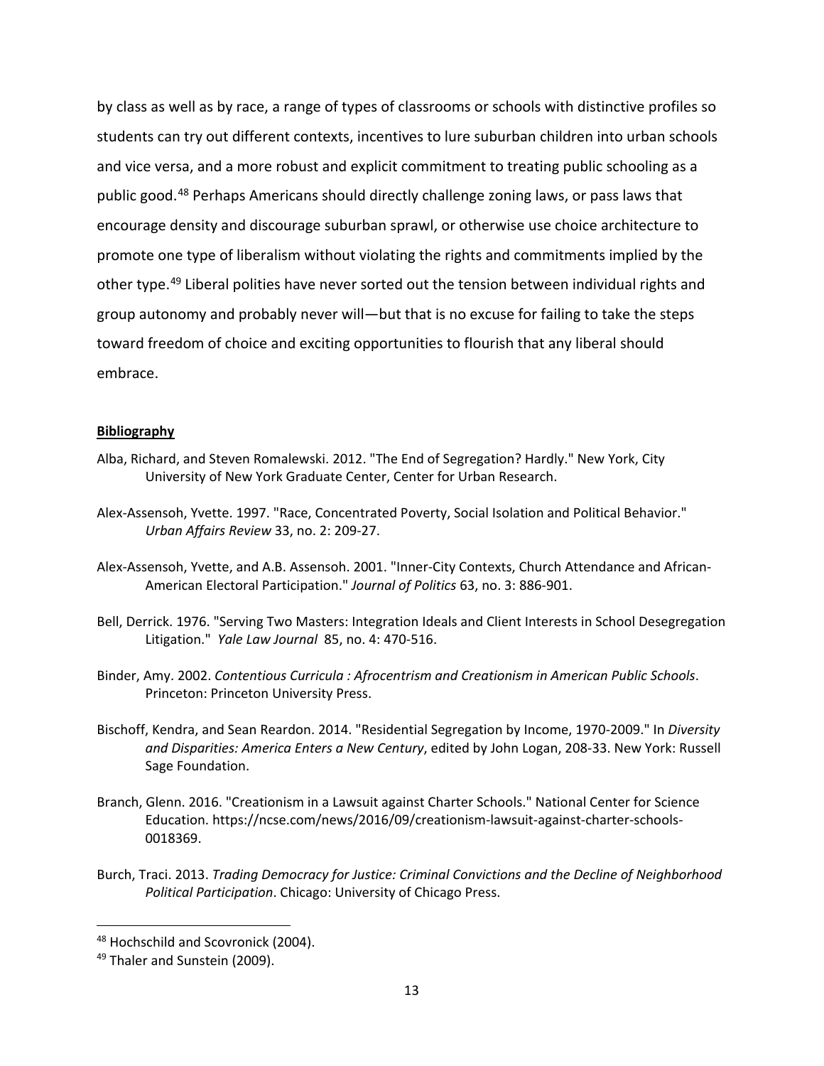by class as well as by race, a range of types of classrooms or schools with distinctive profiles so students can try out different contexts, incentives to lure suburban children into urban schools and vice versa, and a more robust and explicit commitment to treating public schooling as a public good.[48] Perhaps Americans should directly challenge zoning laws, or pass laws that encourage density and discourage suburban sprawl, or otherwise use choice architecture to promote one type of liberalism without violating the rights and commitments implied by the other type.[49] Liberal polities have never sorted out the tension between individual rights and group autonomy and probably never will—but that is no excuse for failing to take the steps toward freedom of choice and exciting opportunities to flourish that any liberal should embrace.

**Bibliography**

Alba, Richard, and Steven Romalewski. 2012. "The End of Segregation? Hardly." New York, City University of New York Graduate Center, Center for Urban Research.

Alex-Assensoh, Yvette. 1997. "Race, Concentrated Poverty, Social Isolation and Political Behavior." *Urban Affairs Review* 33, no. 2: 209-27.

Alex-Assensoh, Yvette, and A.B. Assensoh. 2001. "Inner-City Contexts, Church Attendance and African-American Electoral Participation." *Journal of Politics* 63, no. 3: 886-901.

Bell, Derrick. 1976. "Serving Two Masters: Integration Ideals and Client Interests in School Desegregation Litigation." *Yale Law Journal* 85, no. 4: 470-516.

Binder, Amy. 2002. *Contentious Curricula : Afrocentrism and Creationism in American Public Schools*. Princeton: Princeton University Press.

Bischoff, Kendra, and Sean Reardon. 2014. "Residential Segregation by Income, 1970-2009." In *Diversity and Disparities: America Enters a New Century*, edited by John Logan, 208-33. New York: Russell Sage Foundation.

Branch, Glenn. 2016. "Creationism in a Lawsuit against Charter Schools." National Center for Science Education. https://ncse.com/news/2016/09/creationism-lawsuit-against-charter-schools-0018369.

Burch, Traci. 2013. *Trading Democracy for Justice: Criminal Convictions and the Decline of Neighborhood Political Participation*. Chicago: University of Chicago Press.

[48] Hochschild and Scovronick (2004).

[49] Thaler and Sunstein (2009).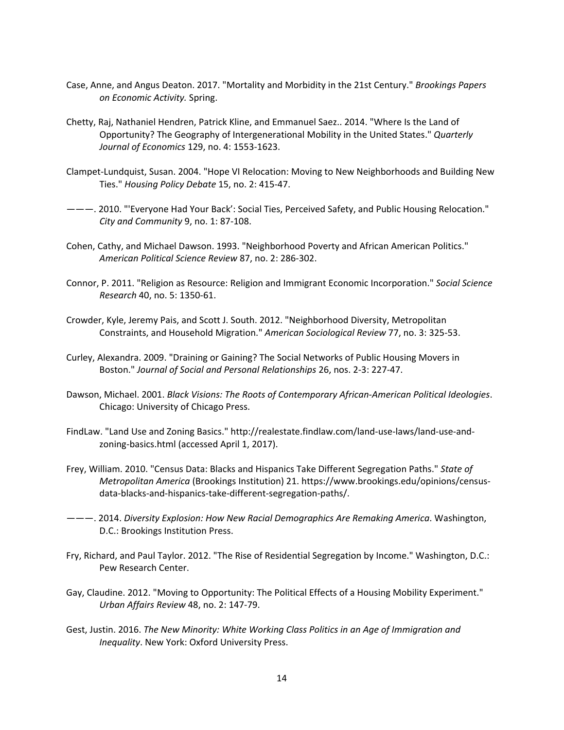Case, Anne, and Angus Deaton. 2017. "Mortality and Morbidity in the 21st Century." *Brookings Papers on Economic Activity.* Spring.

Chetty, Raj, Nathaniel Hendren, Patrick Kline, and Emmanuel Saez.. 2014. "Where Is the Land of Opportunity? The Geography of Intergenerational Mobility in the United States." *Quarterly Journal of Economics* 129, no. 4: 1553-1623.

Clampet-Lundquist, Susan. 2004. "Hope VI Relocation: Moving to New Neighborhoods and Building New Ties." *Housing Policy Debate* 15, no. 2: 415-47.

———. 2010. "'Everyone Had Your Back': Social Ties, Perceived Safety, and Public Housing Relocation." *City and Community* 9, no. 1: 87-108.

Cohen, Cathy, and Michael Dawson. 1993. "Neighborhood Poverty and African American Politics." *American Political Science Review* 87, no. 2: 286-302.

Connor, P. 2011. "Religion as Resource: Religion and Immigrant Economic Incorporation." *Social Science Research* 40, no. 5: 1350-61.

Crowder, Kyle, Jeremy Pais, and Scott J. South. 2012. "Neighborhood Diversity, Metropolitan Constraints, and Household Migration." *American Sociological Review* 77, no. 3: 325-53.

Curley, Alexandra. 2009. "Draining or Gaining? The Social Networks of Public Housing Movers in Boston." *Journal of Social and Personal Relationships* 26, nos. 2-3: 227-47.

Dawson, Michael. 2001. *Black Visions: The Roots of Contemporary African-American Political Ideologies*. Chicago: University of Chicago Press.

FindLaw. "Land Use and Zoning Basics." http://realestate.findlaw.com/land-use-laws/land-use-and-zoning-basics.html (accessed April 1, 2017).

Frey, William. 2010. "Census Data: Blacks and Hispanics Take Different Segregation Paths." *State of Metropolitan America* (Brookings Institution) 21. https://www.brookings.edu/opinions/census-data-blacks-and-hispanics-take-different-segregation-paths/.

———. 2014. *Diversity Explosion: How New Racial Demographics Are Remaking America*. Washington, D.C.: Brookings Institution Press.

Fry, Richard, and Paul Taylor. 2012. "The Rise of Residential Segregation by Income." Washington, D.C.: Pew Research Center.

Gay, Claudine. 2012. "Moving to Opportunity: The Political Effects of a Housing Mobility Experiment." *Urban Affairs Review* 48, no. 2: 147-79.

Gest, Justin. 2016. *The New Minority: White Working Class Politics in an Age of Immigration and Inequality*. New York: Oxford University Press.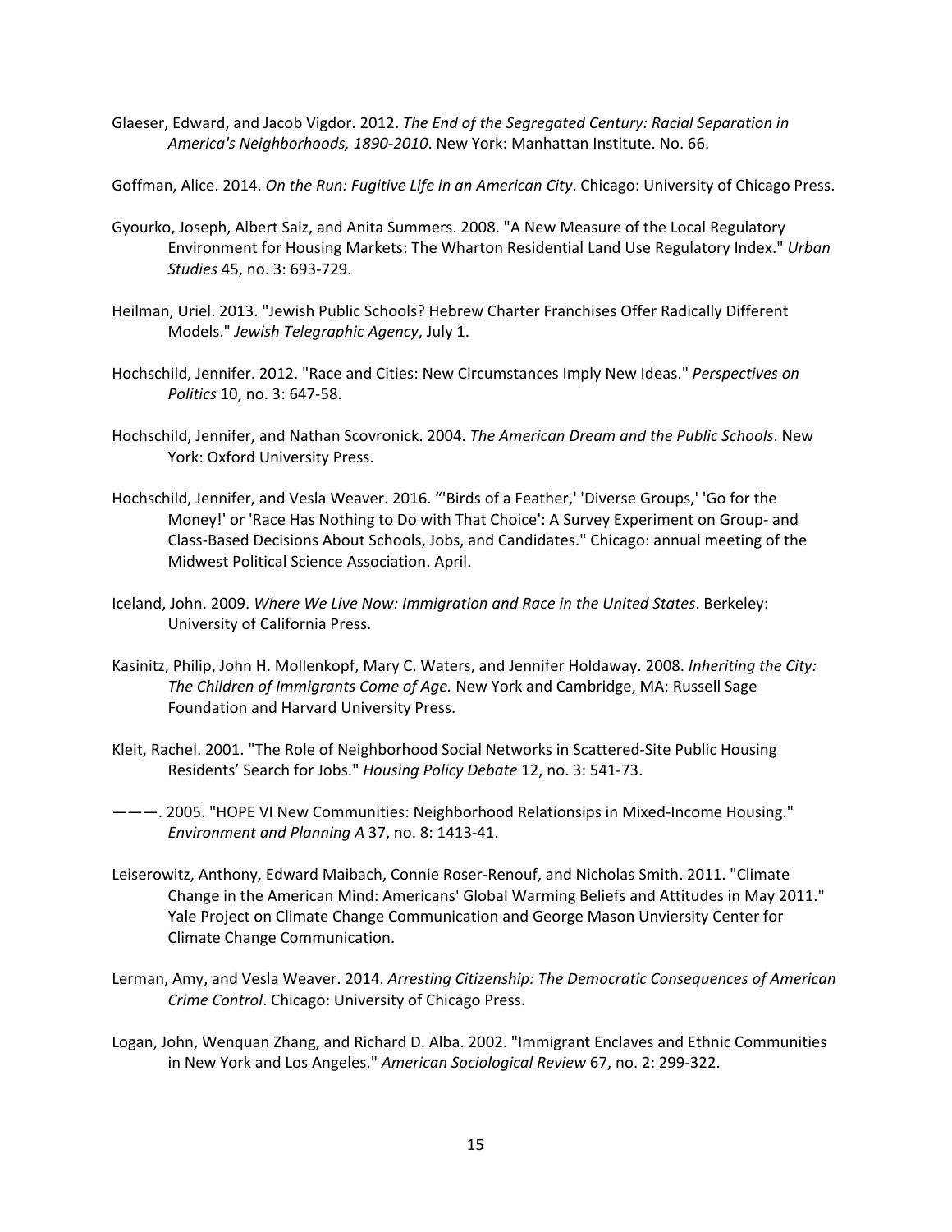Glaeser, Edward, and Jacob Vigdor. 2012. *The End of the Segregated Century: Racial Separation in America's Neighborhoods, 1890-2010*. New York: Manhattan Institute. No. 66.

Goffman, Alice. 2014. *On the Run: Fugitive Life in an American City*. Chicago: University of Chicago Press.

Gyourko, Joseph, Albert Saiz, and Anita Summers. 2008. "A New Measure of the Local Regulatory Environment for Housing Markets: The Wharton Residential Land Use Regulatory Index." *Urban Studies* 45, no. 3: 693-729.

Heilman, Uriel. 2013. "Jewish Public Schools? Hebrew Charter Franchises Offer Radically Different Models." *Jewish Telegraphic Agency*, July 1.

Hochschild, Jennifer. 2012. "Race and Cities: New Circumstances Imply New Ideas." *Perspectives on Politics* 10, no. 3: 647-58.

Hochschild, Jennifer, and Nathan Scovronick. 2004. *The American Dream and the Public Schools*. New York: Oxford University Press.

Hochschild, Jennifer, and Vesla Weaver. 2016. "'Birds of a Feather,' 'Diverse Groups,' 'Go for the Money!' or 'Race Has Nothing to Do with That Choice': A Survey Experiment on Group- and Class-Based Decisions About Schools, Jobs, and Candidates." Chicago: annual meeting of the Midwest Political Science Association. April.

Iceland, John. 2009. *Where We Live Now: Immigration and Race in the United States*. Berkeley: University of California Press.

Kasinitz, Philip, John H. Mollenkopf, Mary C. Waters, and Jennifer Holdaway. 2008. *Inheriting the City: The Children of Immigrants Come of Age.* New York and Cambridge, MA: Russell Sage Foundation and Harvard University Press.

Kleit, Rachel. 2001. "The Role of Neighborhood Social Networks in Scattered-Site Public Housing Residents' Search for Jobs." *Housing Policy Debate* 12, no. 3: 541-73.

———. 2005. "HOPE VI New Communities: Neighborhood Relationsips in Mixed-Income Housing." *Environment and Planning A* 37, no. 8: 1413-41.

Leiserowitz, Anthony, Edward Maibach, Connie Roser-Renouf, and Nicholas Smith. 2011. "Climate Change in the American Mind: Americans' Global Warming Beliefs and Attitudes in May 2011." Yale Project on Climate Change Communication and George Mason Unviersity Center for Climate Change Communication.

Lerman, Amy, and Vesla Weaver. 2014. *Arresting Citizenship: The Democratic Consequences of American Crime Control*. Chicago: University of Chicago Press.

Logan, John, Wenquan Zhang, and Richard D. Alba. 2002. "Immigrant Enclaves and Ethnic Communities in New York and Los Angeles." *American Sociological Review* 67, no. 2: 299-322.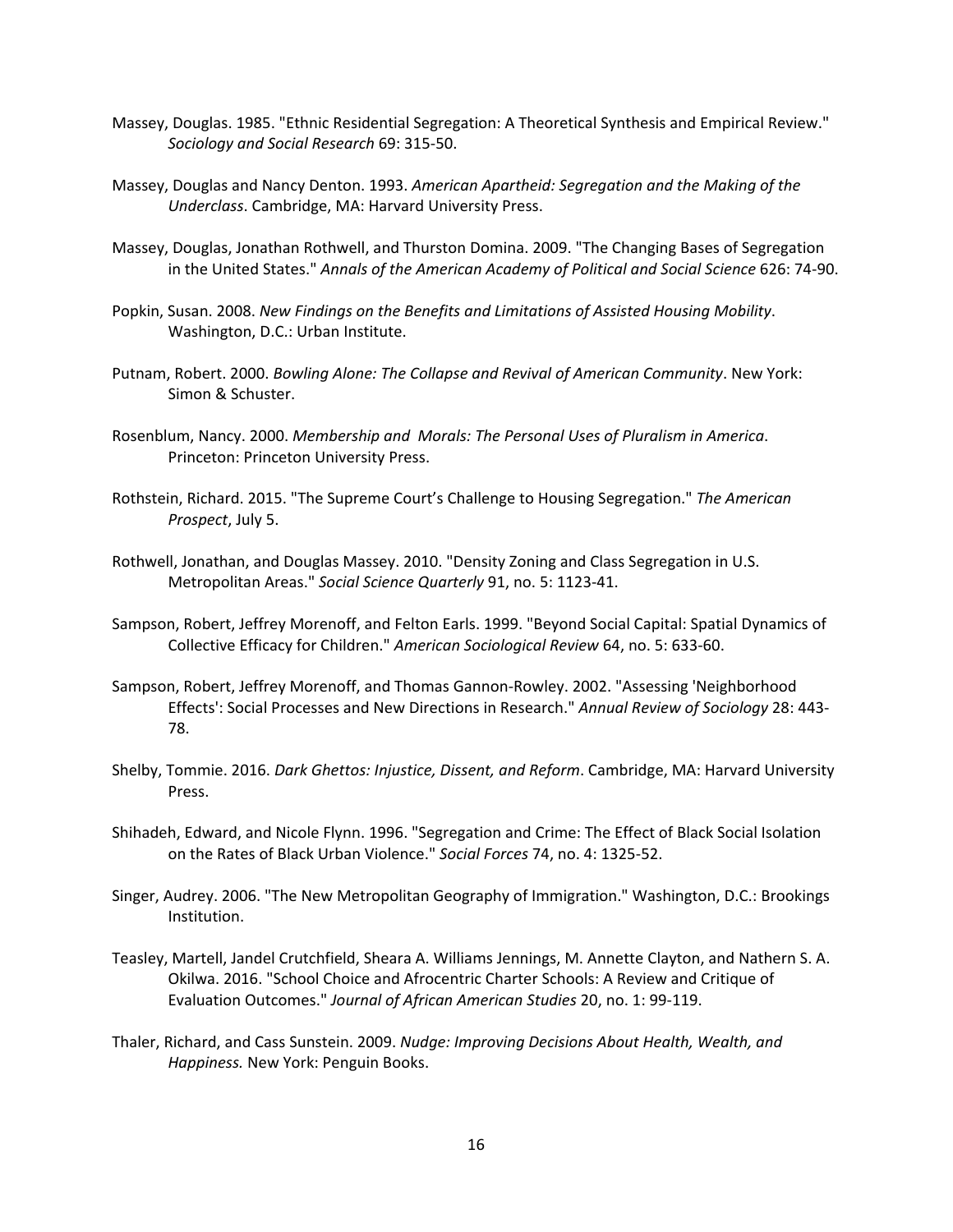Massey, Douglas. 1985. "Ethnic Residential Segregation: A Theoretical Synthesis and Empirical Review." *Sociology and Social Research* 69: 315-50.

Massey, Douglas and Nancy Denton. 1993. *American Apartheid: Segregation and the Making of the Underclass*. Cambridge, MA: Harvard University Press.

Massey, Douglas, Jonathan Rothwell, and Thurston Domina. 2009. "The Changing Bases of Segregation in the United States." *Annals of the American Academy of Political and Social Science* 626: 74-90.

Popkin, Susan. 2008. *New Findings on the Benefits and Limitations of Assisted Housing Mobility*. Washington, D.C.: Urban Institute.

Putnam, Robert. 2000. *Bowling Alone: The Collapse and Revival of American Community*. New York: Simon & Schuster.

Rosenblum, Nancy. 2000. *Membership and Morals: The Personal Uses of Pluralism in America*. Princeton: Princeton University Press.

Rothstein, Richard. 2015. "The Supreme Court's Challenge to Housing Segregation." *The American Prospect*, July 5.

Rothwell, Jonathan, and Douglas Massey. 2010. "Density Zoning and Class Segregation in U.S. Metropolitan Areas." *Social Science Quarterly* 91, no. 5: 1123-41.

Sampson, Robert, Jeffrey Morenoff, and Felton Earls. 1999. "Beyond Social Capital: Spatial Dynamics of Collective Efficacy for Children." *American Sociological Review* 64, no. 5: 633-60.

Sampson, Robert, Jeffrey Morenoff, and Thomas Gannon-Rowley. 2002. "Assessing 'Neighborhood Effects': Social Processes and New Directions in Research." *Annual Review of Sociology* 28: 443-78.

Shelby, Tommie. 2016. *Dark Ghettos: Injustice, Dissent, and Reform*. Cambridge, MA: Harvard University Press.

Shihadeh, Edward, and Nicole Flynn. 1996. "Segregation and Crime: The Effect of Black Social Isolation on the Rates of Black Urban Violence." *Social Forces* 74, no. 4: 1325-52.

Singer, Audrey. 2006. "The New Metropolitan Geography of Immigration." Washington, D.C.: Brookings Institution.

Teasley, Martell, Jandel Crutchfield, Sheara A. Williams Jennings, M. Annette Clayton, and Nathern S. A. Okilwa. 2016. "School Choice and Afrocentric Charter Schools: A Review and Critique of Evaluation Outcomes." *Journal of African American Studies* 20, no. 1: 99-119.

Thaler, Richard, and Cass Sunstein. 2009. *Nudge: Improving Decisions About Health, Wealth, and Happiness.* New York: Penguin Books.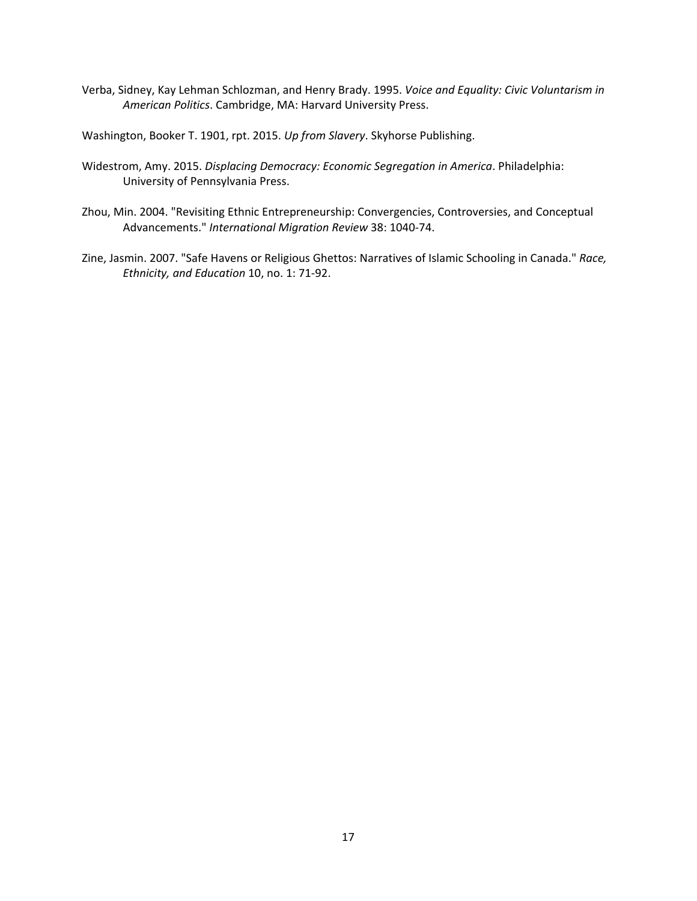Verba, Sidney, Kay Lehman Schlozman, and Henry Brady. 1995. *Voice and Equality: Civic Voluntarism in American Politics*. Cambridge, MA: Harvard University Press.

Washington, Booker T. 1901, rpt. 2015. *Up from Slavery*. Skyhorse Publishing.

Widestrom, Amy. 2015. *Displacing Democracy: Economic Segregation in America*. Philadelphia: University of Pennsylvania Press.

Zhou, Min. 2004. "Revisiting Ethnic Entrepreneurship: Convergencies, Controversies, and Conceptual Advancements." *International Migration Review* 38: 1040-74.

Zine, Jasmin. 2007. "Safe Havens or Religious Ghettos: Narratives of Islamic Schooling in Canada." *Race, Ethnicity, and Education* 10, no. 1: 71-92.